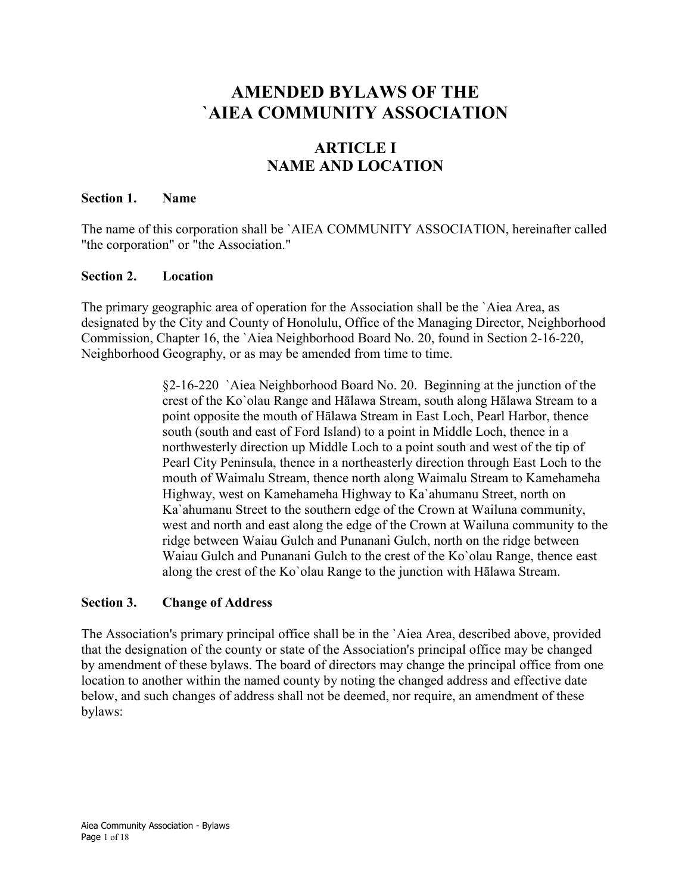# AMENDED BYLAWS OF THE `AIEA COMMUNITY ASSOCIATION

## ARTICLE I
## NAME AND LOCATION

### Section 1. Name

The name of this corporation shall be `AIEA COMMUNITY ASSOCIATION, hereinafter called "the corporation" or "the Association."

### Section 2. Location

The primary geographic area of operation for the Association shall be the `Aiea Area, as designated by the City and County of Honolulu, Office of the Managing Director, Neighborhood Commission, Chapter 16, the `Aiea Neighborhood Board No. 20, found in Section 2-16-220, Neighborhood Geography, or as may be amended from time to time.

> §2-16-220 `Aiea Neighborhood Board No. 20. Beginning at the junction of the crest of the Ko`olau Range and Hālawa Stream, south along Hālawa Stream to a point opposite the mouth of Hālawa Stream in East Loch, Pearl Harbor, thence south (south and east of Ford Island) to a point in Middle Loch, thence in a northwesterly direction up Middle Loch to a point south and west of the tip of Pearl City Peninsula, thence in a northeasterly direction through East Loch to the mouth of Waimalu Stream, thence north along Waimalu Stream to Kamehameha Highway, west on Kamehameha Highway to Ka`ahumanu Street, north on Ka`ahumanu Street to the southern edge of the Crown at Wailuna community, west and north and east along the edge of the Crown at Wailuna community to the ridge between Waiau Gulch and Punanani Gulch, north on the ridge between Waiau Gulch and Punanani Gulch to the crest of the Ko`olau Range, thence east along the crest of the Ko`olau Range to the junction with Hālawa Stream.

### Section 3. Change of Address

The Association's primary principal office shall be in the `Aiea Area, described above, provided that the designation of the county or state of the Association's principal office may be changed by amendment of these bylaws. The board of directors may change the principal office from one location to another within the named county by noting the changed address and effective date below, and such changes of address shall not be deemed, nor require, an amendment of these bylaws: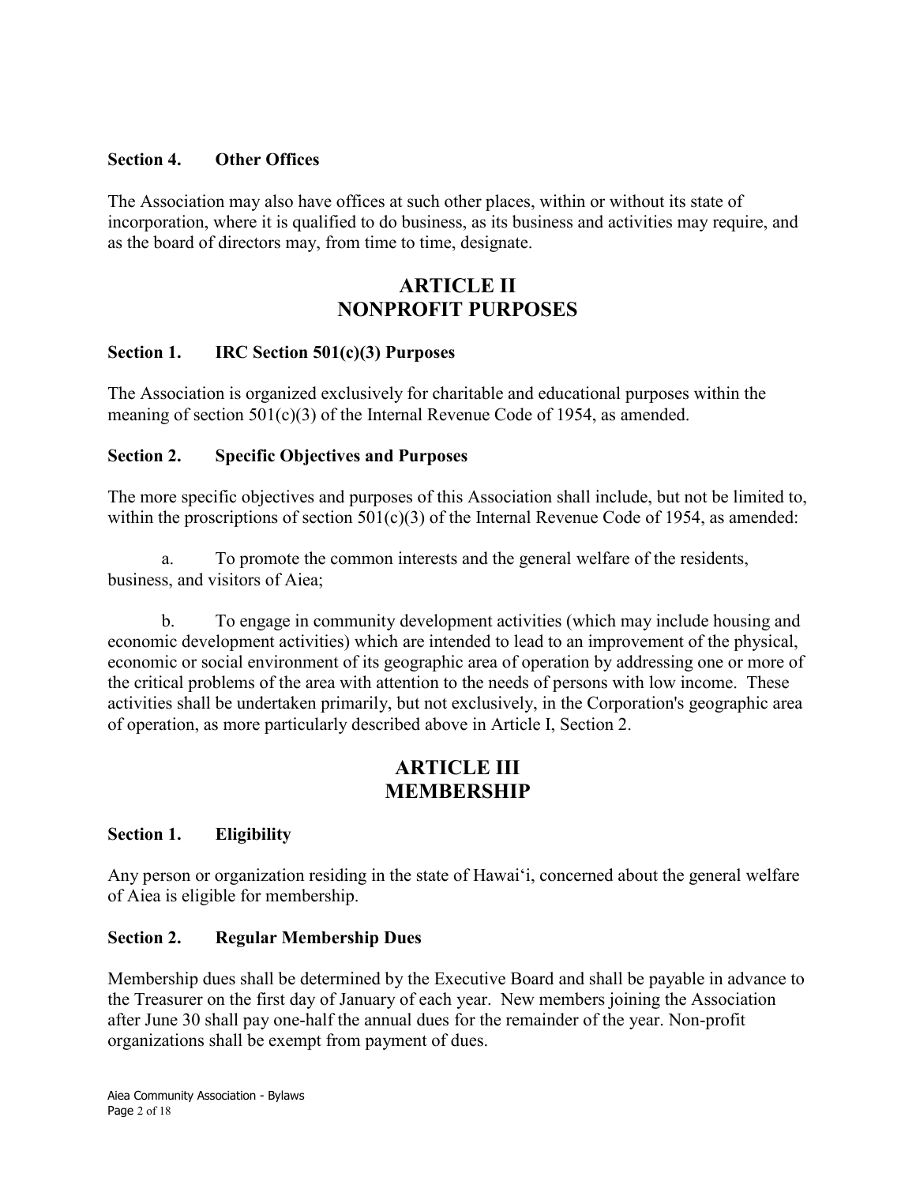### Section 4. Other Offices

The Association may also have offices at such other places, within or without its state of incorporation, where it is qualified to do business, as its business and activities may require, and as the board of directors may, from time to time, designate.

## ARTICLE II
## NONPROFIT PURPOSES

### Section 1. IRC Section 501(c)(3) Purposes

The Association is organized exclusively for charitable and educational purposes within the meaning of section 501(c)(3) of the Internal Revenue Code of 1954, as amended.

### Section 2. Specific Objectives and Purposes

The more specific objectives and purposes of this Association shall include, but not be limited to, within the proscriptions of section 501(c)(3) of the Internal Revenue Code of 1954, as amended:

a. To promote the common interests and the general welfare of the residents, business, and visitors of Aiea;

b. To engage in community development activities (which may include housing and economic development activities) which are intended to lead to an improvement of the physical, economic or social environment of its geographic area of operation by addressing one or more of the critical problems of the area with attention to the needs of persons with low income. These activities shall be undertaken primarily, but not exclusively, in the Corporation's geographic area of operation, as more particularly described above in Article I, Section 2.

## ARTICLE III
## MEMBERSHIP

### Section 1. Eligibility

Any person or organization residing in the state of Hawaiʻi, concerned about the general welfare of Aiea is eligible for membership.

### Section 2. Regular Membership Dues

Membership dues shall be determined by the Executive Board and shall be payable in advance to the Treasurer on the first day of January of each year. New members joining the Association after June 30 shall pay one-half the annual dues for the remainder of the year. Non-profit organizations shall be exempt from payment of dues.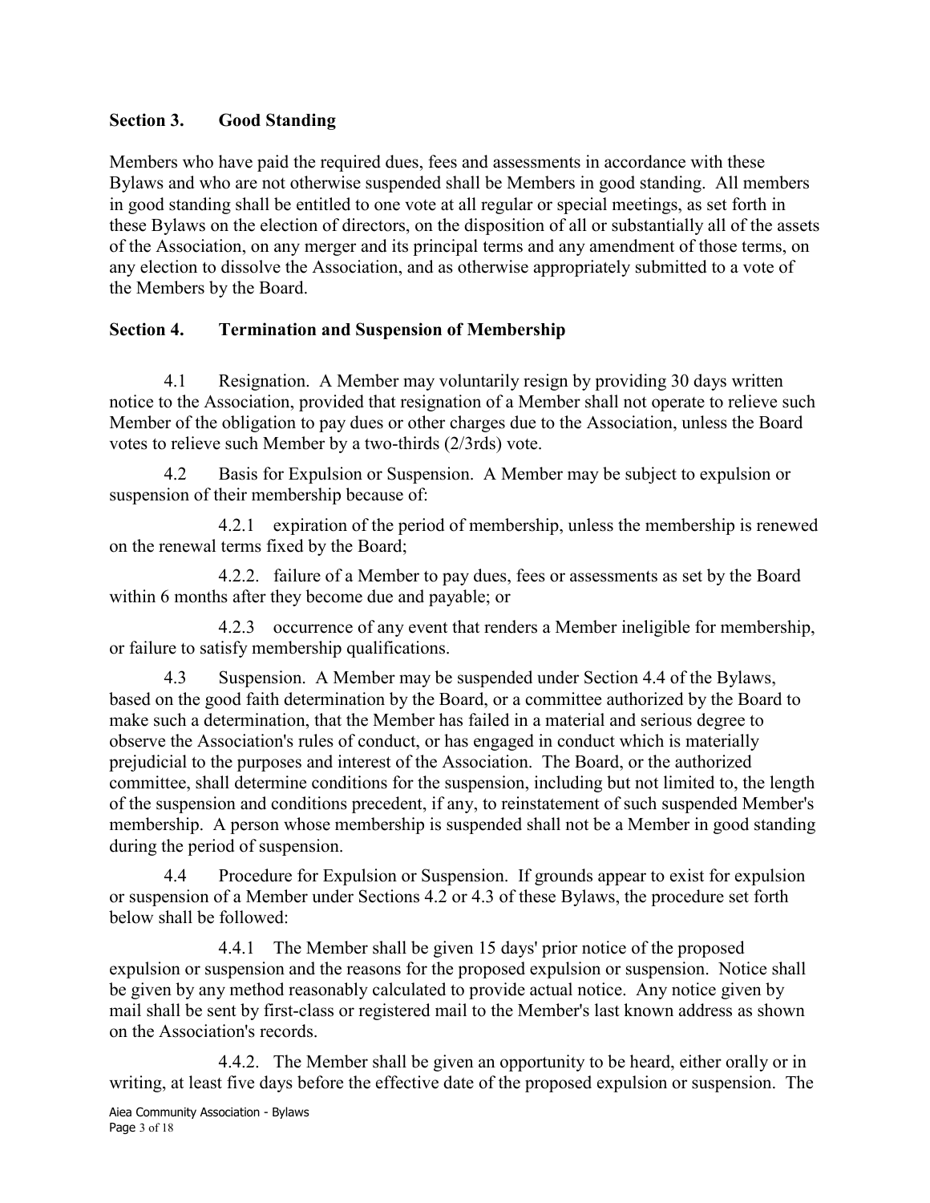**Section 3. Good Standing**

Members who have paid the required dues, fees and assessments in accordance with these Bylaws and who are not otherwise suspended shall be Members in good standing. All members in good standing shall be entitled to one vote at all regular or special meetings, as set forth in these Bylaws on the election of directors, on the disposition of all or substantially all of the assets of the Association, on any merger and its principal terms and any amendment of those terms, on any election to dissolve the Association, and as otherwise appropriately submitted to a vote of the Members by the Board.

**Section 4. Termination and Suspension of Membership**

4.1 Resignation. A Member may voluntarily resign by providing 30 days written notice to the Association, provided that resignation of a Member shall not operate to relieve such Member of the obligation to pay dues or other charges due to the Association, unless the Board votes to relieve such Member by a two-thirds (2/3rds) vote.

4.2 Basis for Expulsion or Suspension. A Member may be subject to expulsion or suspension of their membership because of:

4.2.1 expiration of the period of membership, unless the membership is renewed on the renewal terms fixed by the Board;

4.2.2. failure of a Member to pay dues, fees or assessments as set by the Board within 6 months after they become due and payable; or

4.2.3 occurrence of any event that renders a Member ineligible for membership, or failure to satisfy membership qualifications.

4.3 Suspension. A Member may be suspended under Section 4.4 of the Bylaws, based on the good faith determination by the Board, or a committee authorized by the Board to make such a determination, that the Member has failed in a material and serious degree to observe the Association's rules of conduct, or has engaged in conduct which is materially prejudicial to the purposes and interest of the Association. The Board, or the authorized committee, shall determine conditions for the suspension, including but not limited to, the length of the suspension and conditions precedent, if any, to reinstatement of such suspended Member's membership. A person whose membership is suspended shall not be a Member in good standing during the period of suspension.

4.4 Procedure for Expulsion or Suspension. If grounds appear to exist for expulsion or suspension of a Member under Sections 4.2 or 4.3 of these Bylaws, the procedure set forth below shall be followed:

4.4.1 The Member shall be given 15 days' prior notice of the proposed expulsion or suspension and the reasons for the proposed expulsion or suspension. Notice shall be given by any method reasonably calculated to provide actual notice. Any notice given by mail shall be sent by first-class or registered mail to the Member's last known address as shown on the Association's records.

4.4.2. The Member shall be given an opportunity to be heard, either orally or in writing, at least five days before the effective date of the proposed expulsion or suspension. The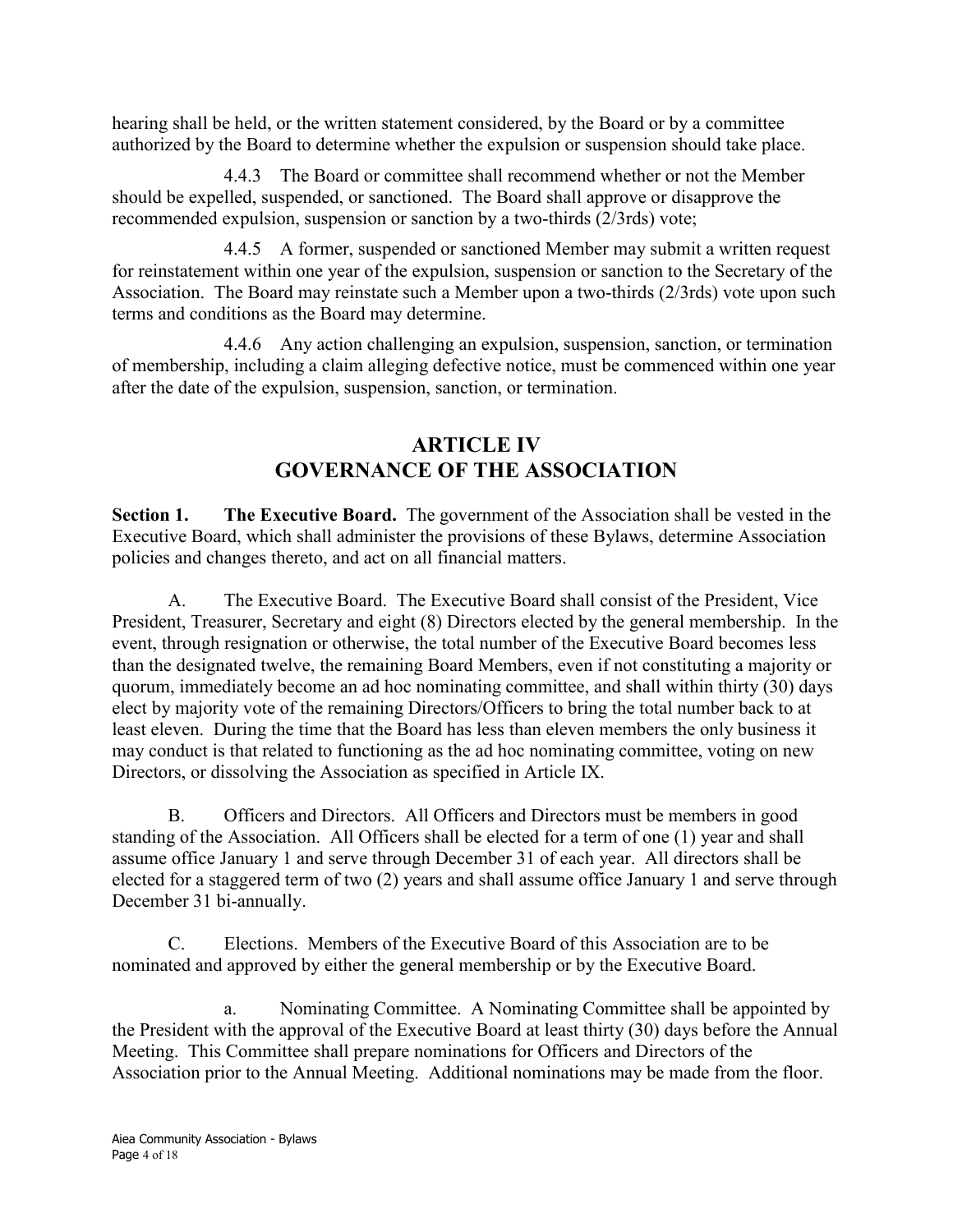hearing shall be held, or the written statement considered, by the Board or by a committee authorized by the Board to determine whether the expulsion or suspension should take place.

4.4.3 The Board or committee shall recommend whether or not the Member should be expelled, suspended, or sanctioned. The Board shall approve or disapprove the recommended expulsion, suspension or sanction by a two-thirds (2/3rds) vote;

4.4.5 A former, suspended or sanctioned Member may submit a written request for reinstatement within one year of the expulsion, suspension or sanction to the Secretary of the Association. The Board may reinstate such a Member upon a two-thirds (2/3rds) vote upon such terms and conditions as the Board may determine.

4.4.6 Any action challenging an expulsion, suspension, sanction, or termination of membership, including a claim alleging defective notice, must be commenced within one year after the date of the expulsion, suspension, sanction, or termination.

## ARTICLE IV
## GOVERNANCE OF THE ASSOCIATION

**Section 1. The Executive Board.** The government of the Association shall be vested in the Executive Board, which shall administer the provisions of these Bylaws, determine Association policies and changes thereto, and act on all financial matters.

A. The Executive Board. The Executive Board shall consist of the President, Vice President, Treasurer, Secretary and eight (8) Directors elected by the general membership. In the event, through resignation or otherwise, the total number of the Executive Board becomes less than the designated twelve, the remaining Board Members, even if not constituting a majority or quorum, immediately become an ad hoc nominating committee, and shall within thirty (30) days elect by majority vote of the remaining Directors/Officers to bring the total number back to at least eleven. During the time that the Board has less than eleven members the only business it may conduct is that related to functioning as the ad hoc nominating committee, voting on new Directors, or dissolving the Association as specified in Article IX.

B. Officers and Directors. All Officers and Directors must be members in good standing of the Association. All Officers shall be elected for a term of one (1) year and shall assume office January 1 and serve through December 31 of each year. All directors shall be elected for a staggered term of two (2) years and shall assume office January 1 and serve through December 31 bi-annually.

C. Elections. Members of the Executive Board of this Association are to be nominated and approved by either the general membership or by the Executive Board.

a. Nominating Committee. A Nominating Committee shall be appointed by the President with the approval of the Executive Board at least thirty (30) days before the Annual Meeting. This Committee shall prepare nominations for Officers and Directors of the Association prior to the Annual Meeting. Additional nominations may be made from the floor.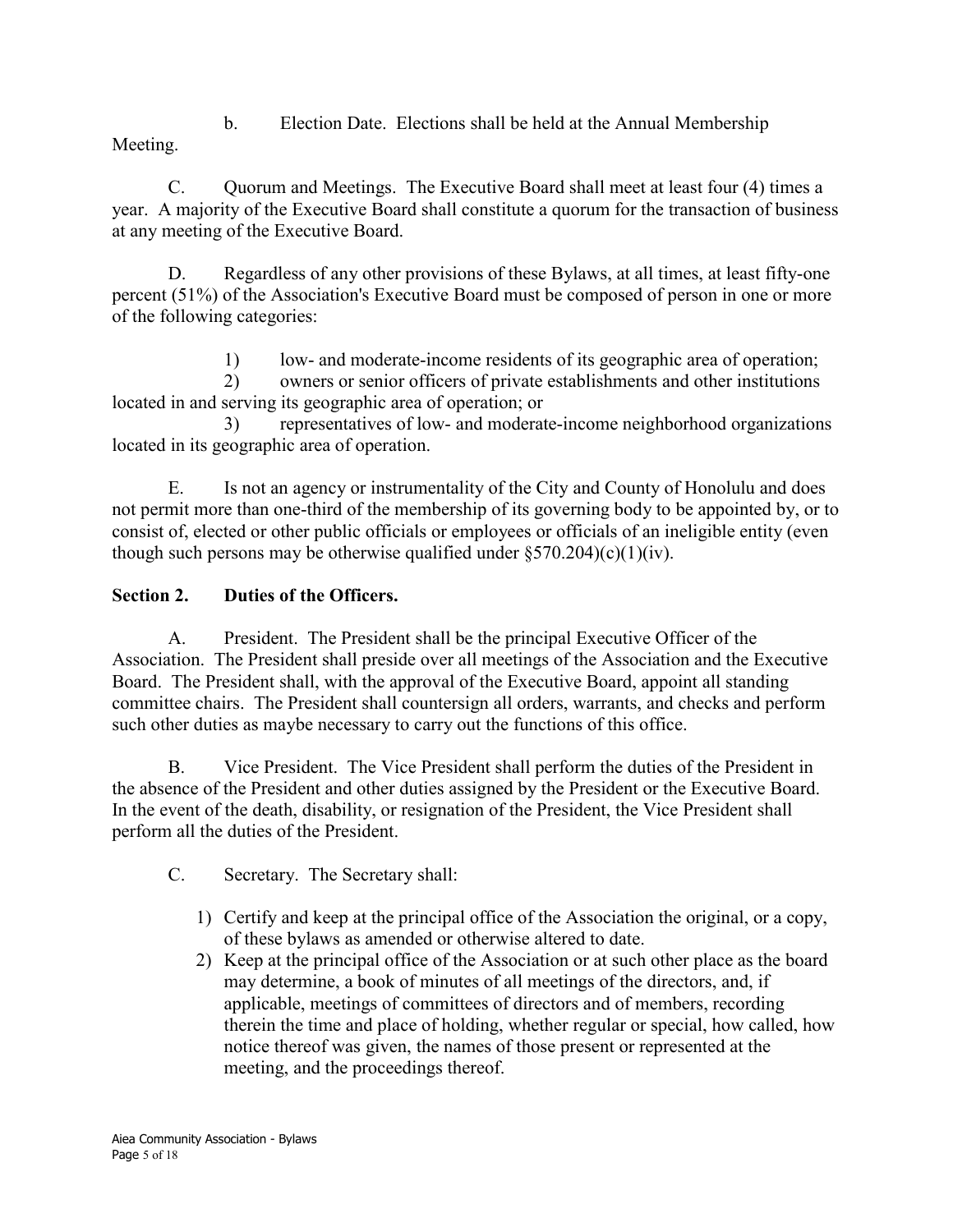b. Election Date. Elections shall be held at the Annual Membership Meeting.

C. Quorum and Meetings. The Executive Board shall meet at least four (4) times a year. A majority of the Executive Board shall constitute a quorum for the transaction of business at any meeting of the Executive Board.

D. Regardless of any other provisions of these Bylaws, at all times, at least fifty-one percent (51%) of the Association's Executive Board must be composed of person in one or more of the following categories:

1) low- and moderate-income residents of its geographic area of operation;
2) owners or senior officers of private establishments and other institutions located in and serving its geographic area of operation; or
3) representatives of low- and moderate-income neighborhood organizations located in its geographic area of operation.

E. Is not an agency or instrumentality of the City and County of Honolulu and does not permit more than one-third of the membership of its governing body to be appointed by, or to consist of, elected or other public officials or employees or officials of an ineligible entity (even though such persons may be otherwise qualified under §570.204)(c)(1)(iv).

**Section 2. Duties of the Officers.**

A. President. The President shall be the principal Executive Officer of the Association. The President shall preside over all meetings of the Association and the Executive Board. The President shall, with the approval of the Executive Board, appoint all standing committee chairs. The President shall countersign all orders, warrants, and checks and perform such other duties as maybe necessary to carry out the functions of this office.

B. Vice President. The Vice President shall perform the duties of the President in the absence of the President and other duties assigned by the President or the Executive Board. In the event of the death, disability, or resignation of the President, the Vice President shall perform all the duties of the President.

C. Secretary. The Secretary shall:

1) Certify and keep at the principal office of the Association the original, or a copy, of these bylaws as amended or otherwise altered to date.
2) Keep at the principal office of the Association or at such other place as the board may determine, a book of minutes of all meetings of the directors, and, if applicable, meetings of committees of directors and of members, recording therein the time and place of holding, whether regular or special, how called, how notice thereof was given, the names of those present or represented at the meeting, and the proceedings thereof.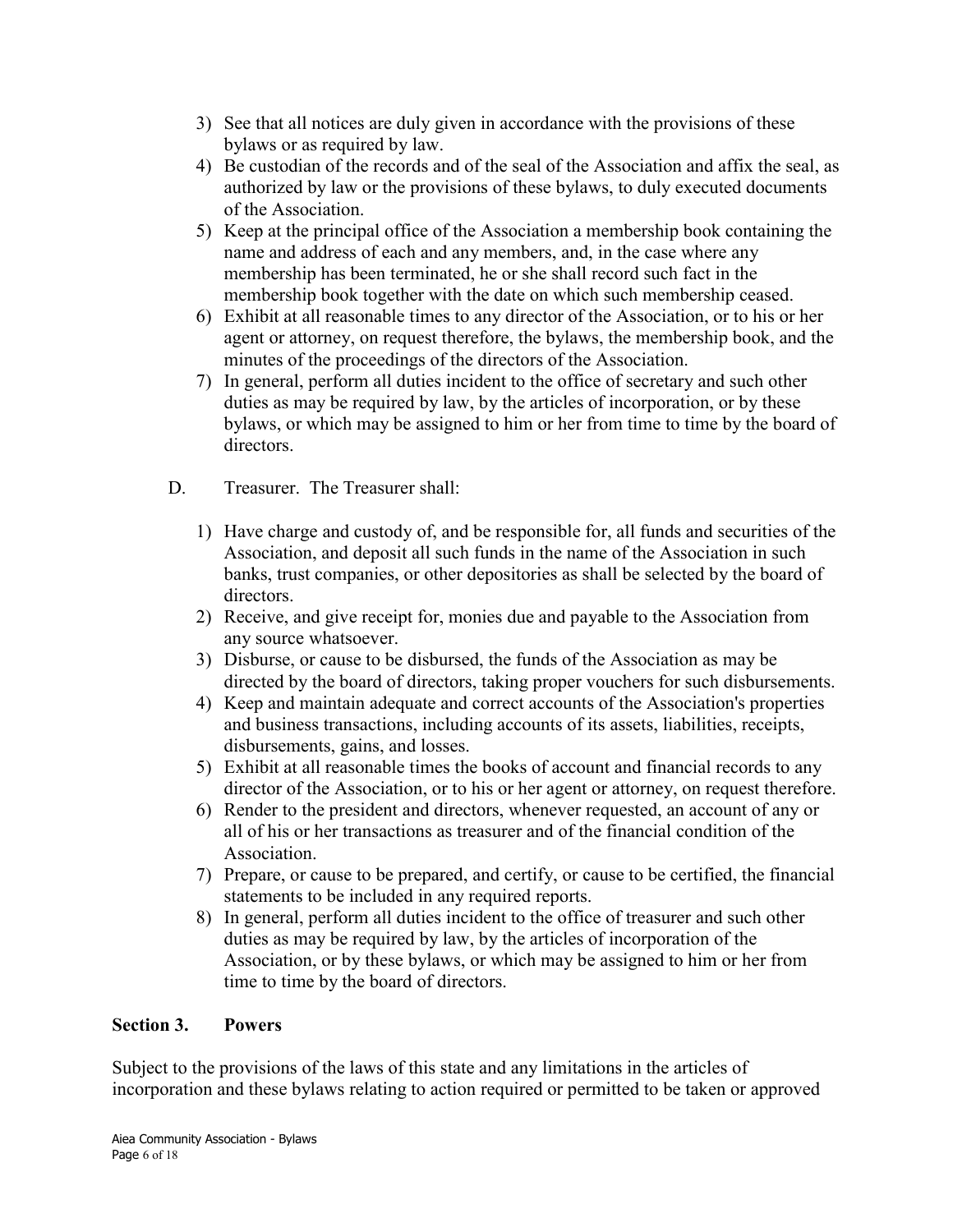3) See that all notices are duly given in accordance with the provisions of these bylaws or as required by law.
4) Be custodian of the records and of the seal of the Association and affix the seal, as authorized by law or the provisions of these bylaws, to duly executed documents of the Association.
5) Keep at the principal office of the Association a membership book containing the name and address of each and any members, and, in the case where any membership has been terminated, he or she shall record such fact in the membership book together with the date on which such membership ceased.
6) Exhibit at all reasonable times to any director of the Association, or to his or her agent or attorney, on request therefore, the bylaws, the membership book, and the minutes of the proceedings of the directors of the Association.
7) In general, perform all duties incident to the office of secretary and such other duties as may be required by law, by the articles of incorporation, or by these bylaws, or which may be assigned to him or her from time to time by the board of directors.

D. Treasurer. The Treasurer shall:

1) Have charge and custody of, and be responsible for, all funds and securities of the Association, and deposit all such funds in the name of the Association in such banks, trust companies, or other depositories as shall be selected by the board of directors.
2) Receive, and give receipt for, monies due and payable to the Association from any source whatsoever.
3) Disburse, or cause to be disbursed, the funds of the Association as may be directed by the board of directors, taking proper vouchers for such disbursements.
4) Keep and maintain adequate and correct accounts of the Association's properties and business transactions, including accounts of its assets, liabilities, receipts, disbursements, gains, and losses.
5) Exhibit at all reasonable times the books of account and financial records to any director of the Association, or to his or her agent or attorney, on request therefore.
6) Render to the president and directors, whenever requested, an account of any or all of his or her transactions as treasurer and of the financial condition of the Association.
7) Prepare, or cause to be prepared, and certify, or cause to be certified, the financial statements to be included in any required reports.
8) In general, perform all duties incident to the office of treasurer and such other duties as may be required by law, by the articles of incorporation of the Association, or by these bylaws, or which may be assigned to him or her from time to time by the board of directors.

## Section 3. Powers

Subject to the provisions of the laws of this state and any limitations in the articles of incorporation and these bylaws relating to action required or permitted to be taken or approved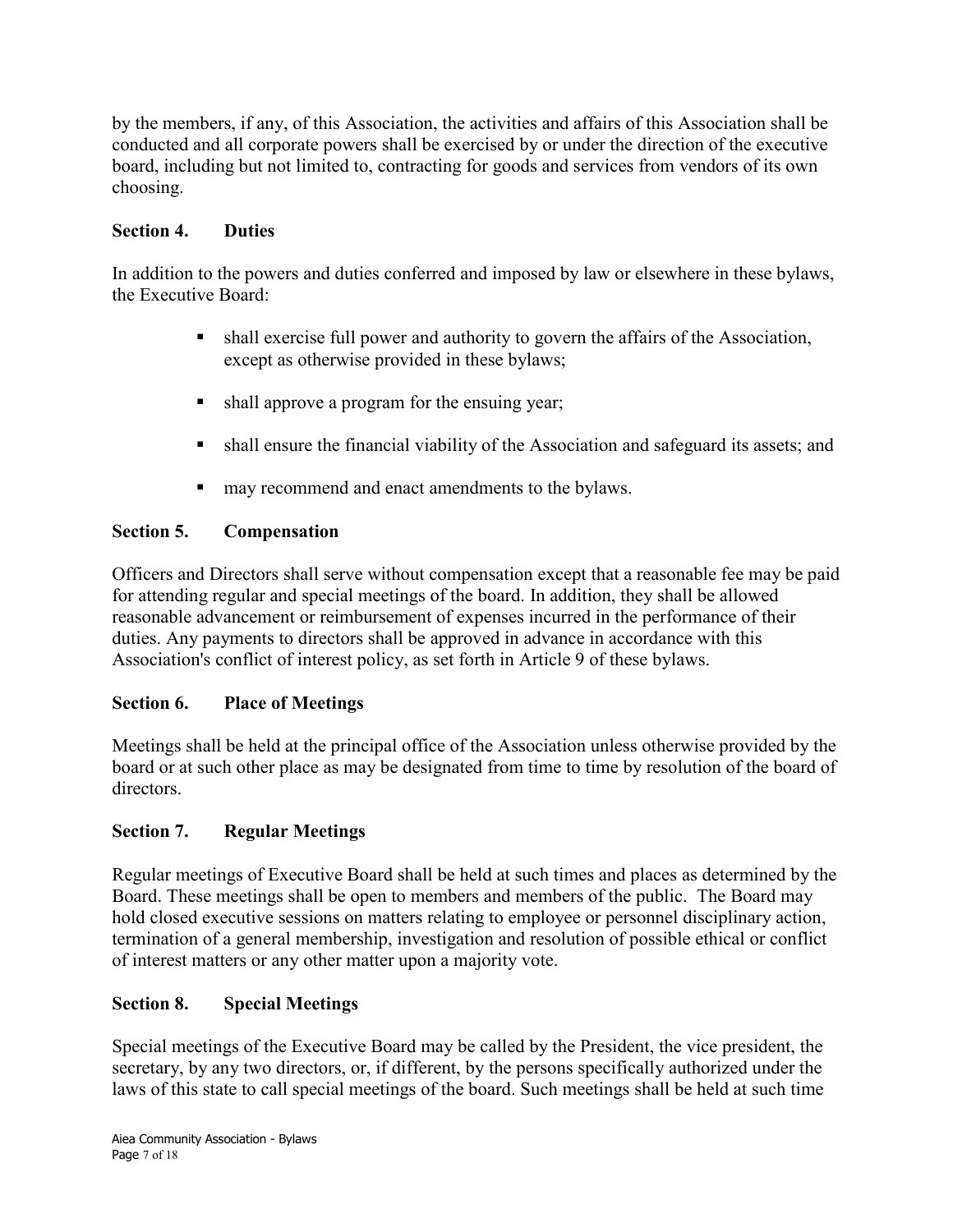by the members, if any, of this Association, the activities and affairs of this Association shall be conducted and all corporate powers shall be exercised by or under the direction of the executive board, including but not limited to, contracting for goods and services from vendors of its own choosing.

### Section 4. Duties

In addition to the powers and duties conferred and imposed by law or elsewhere in these bylaws, the Executive Board:

- shall exercise full power and authority to govern the affairs of the Association, except as otherwise provided in these bylaws;
- shall approve a program for the ensuing year;
- shall ensure the financial viability of the Association and safeguard its assets; and
- may recommend and enact amendments to the bylaws.

### Section 5. Compensation

Officers and Directors shall serve without compensation except that a reasonable fee may be paid for attending regular and special meetings of the board. In addition, they shall be allowed reasonable advancement or reimbursement of expenses incurred in the performance of their duties. Any payments to directors shall be approved in advance in accordance with this Association's conflict of interest policy, as set forth in Article 9 of these bylaws.

### Section 6. Place of Meetings

Meetings shall be held at the principal office of the Association unless otherwise provided by the board or at such other place as may be designated from time to time by resolution of the board of directors.

### Section 7. Regular Meetings

Regular meetings of Executive Board shall be held at such times and places as determined by the Board. These meetings shall be open to members and members of the public. The Board may hold closed executive sessions on matters relating to employee or personnel disciplinary action, termination of a general membership, investigation and resolution of possible ethical or conflict of interest matters or any other matter upon a majority vote.

### Section 8. Special Meetings

Special meetings of the Executive Board may be called by the President, the vice president, the secretary, by any two directors, or, if different, by the persons specifically authorized under the laws of this state to call special meetings of the board. Such meetings shall be held at such time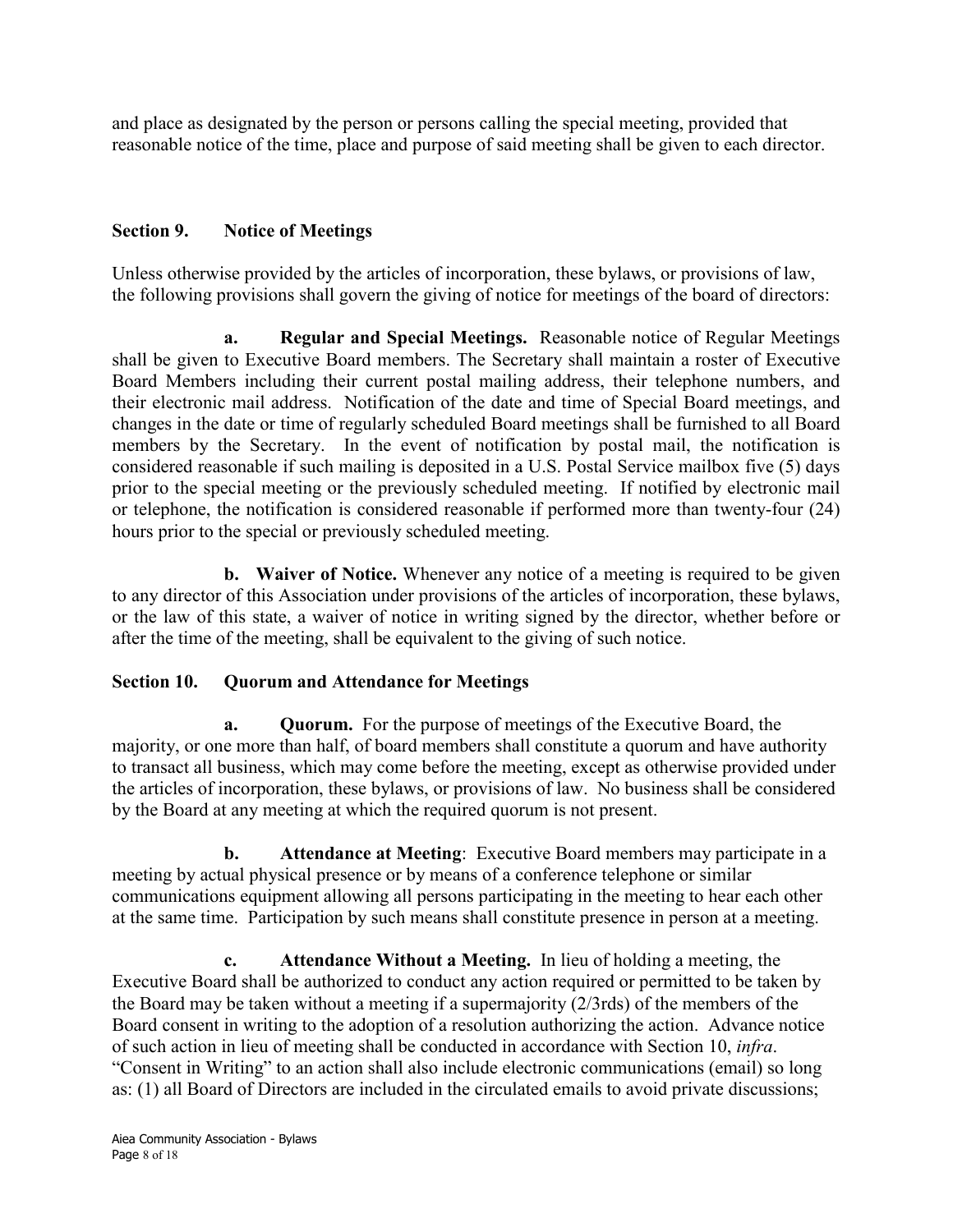and place as designated by the person or persons calling the special meeting, provided that reasonable notice of the time, place and purpose of said meeting shall be given to each director.

### Section 9. Notice of Meetings

Unless otherwise provided by the articles of incorporation, these bylaws, or provisions of law, the following provisions shall govern the giving of notice for meetings of the board of directors:

**a. Regular and Special Meetings.** Reasonable notice of Regular Meetings shall be given to Executive Board members. The Secretary shall maintain a roster of Executive Board Members including their current postal mailing address, their telephone numbers, and their electronic mail address. Notification of the date and time of Special Board meetings, and changes in the date or time of regularly scheduled Board meetings shall be furnished to all Board members by the Secretary. In the event of notification by postal mail, the notification is considered reasonable if such mailing is deposited in a U.S. Postal Service mailbox five (5) days prior to the special meeting or the previously scheduled meeting. If notified by electronic mail or telephone, the notification is considered reasonable if performed more than twenty-four (24) hours prior to the special or previously scheduled meeting.

**b. Waiver of Notice.** Whenever any notice of a meeting is required to be given to any director of this Association under provisions of the articles of incorporation, these bylaws, or the law of this state, a waiver of notice in writing signed by the director, whether before or after the time of the meeting, shall be equivalent to the giving of such notice.

### Section 10. Quorum and Attendance for Meetings

**a. Quorum.** For the purpose of meetings of the Executive Board, the majority, or one more than half, of board members shall constitute a quorum and have authority to transact all business, which may come before the meeting, except as otherwise provided under the articles of incorporation, these bylaws, or provisions of law. No business shall be considered by the Board at any meeting at which the required quorum is not present.

**b. Attendance at Meeting**: Executive Board members may participate in a meeting by actual physical presence or by means of a conference telephone or similar communications equipment allowing all persons participating in the meeting to hear each other at the same time. Participation by such means shall constitute presence in person at a meeting.

**c. Attendance Without a Meeting.** In lieu of holding a meeting, the Executive Board shall be authorized to conduct any action required or permitted to be taken by the Board may be taken without a meeting if a supermajority (2/3rds) of the members of the Board consent in writing to the adoption of a resolution authorizing the action. Advance notice of such action in lieu of meeting shall be conducted in accordance with Section 10, *infra*. "Consent in Writing" to an action shall also include electronic communications (email) so long as: (1) all Board of Directors are included in the circulated emails to avoid private discussions;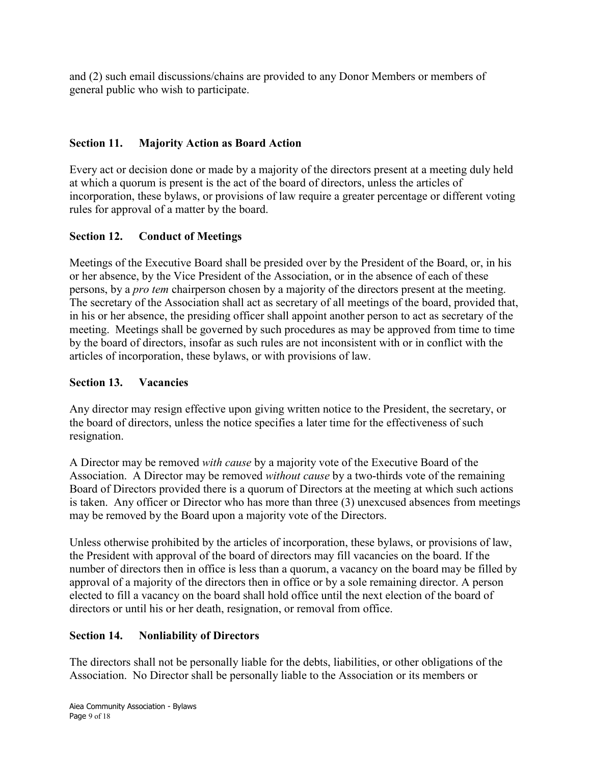and (2) such email discussions/chains are provided to any Donor Members or members of general public who wish to participate.

### Section 11. Majority Action as Board Action

Every act or decision done or made by a majority of the directors present at a meeting duly held at which a quorum is present is the act of the board of directors, unless the articles of incorporation, these bylaws, or provisions of law require a greater percentage or different voting rules for approval of a matter by the board.

### Section 12. Conduct of Meetings

Meetings of the Executive Board shall be presided over by the President of the Board, or, in his or her absence, by the Vice President of the Association, or in the absence of each of these persons, by a *pro tem* chairperson chosen by a majority of the directors present at the meeting. The secretary of the Association shall act as secretary of all meetings of the board, provided that, in his or her absence, the presiding officer shall appoint another person to act as secretary of the meeting. Meetings shall be governed by such procedures as may be approved from time to time by the board of directors, insofar as such rules are not inconsistent with or in conflict with the articles of incorporation, these bylaws, or with provisions of law.

### Section 13. Vacancies

Any director may resign effective upon giving written notice to the President, the secretary, or the board of directors, unless the notice specifies a later time for the effectiveness of such resignation.

A Director may be removed *with cause* by a majority vote of the Executive Board of the Association. A Director may be removed *without cause* by a two-thirds vote of the remaining Board of Directors provided there is a quorum of Directors at the meeting at which such actions is taken. Any officer or Director who has more than three (3) unexcused absences from meetings may be removed by the Board upon a majority vote of the Directors.

Unless otherwise prohibited by the articles of incorporation, these bylaws, or provisions of law, the President with approval of the board of directors may fill vacancies on the board. If the number of directors then in office is less than a quorum, a vacancy on the board may be filled by approval of a majority of the directors then in office or by a sole remaining director. A person elected to fill a vacancy on the board shall hold office until the next election of the board of directors or until his or her death, resignation, or removal from office.

### Section 14. Nonliability of Directors

The directors shall not be personally liable for the debts, liabilities, or other obligations of the Association. No Director shall be personally liable to the Association or its members or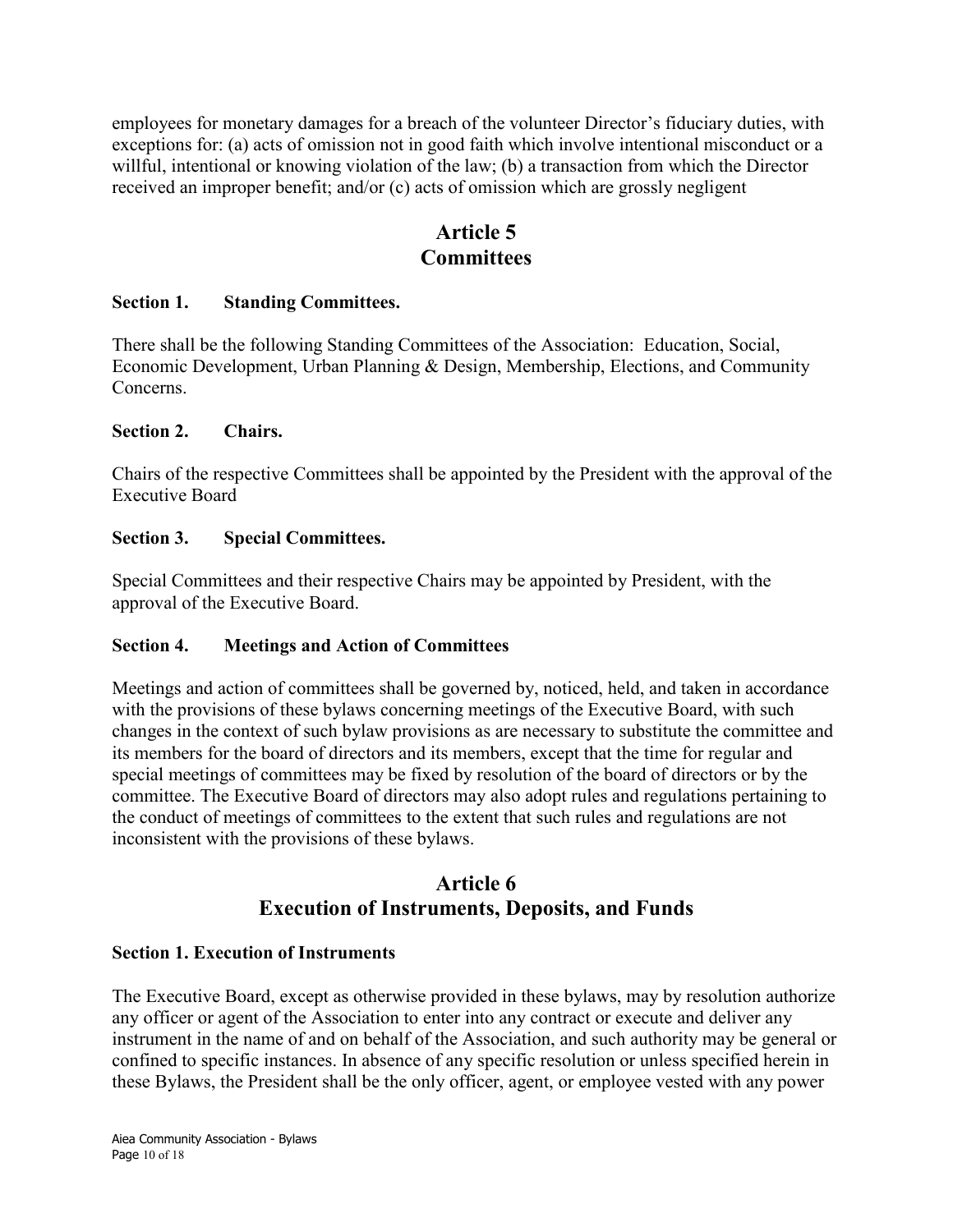employees for monetary damages for a breach of the volunteer Director's fiduciary duties, with exceptions for: (a) acts of omission not in good faith which involve intentional misconduct or a willful, intentional or knowing violation of the law; (b) a transaction from which the Director received an improper benefit; and/or (c) acts of omission which are grossly negligent

## Article 5
## Committees

**Section 1. Standing Committees.**

There shall be the following Standing Committees of the Association: Education, Social, Economic Development, Urban Planning & Design, Membership, Elections, and Community Concerns.

**Section 2. Chairs.**

Chairs of the respective Committees shall be appointed by the President with the approval of the Executive Board

**Section 3. Special Committees.**

Special Committees and their respective Chairs may be appointed by President, with the approval of the Executive Board.

**Section 4. Meetings and Action of Committees**

Meetings and action of committees shall be governed by, noticed, held, and taken in accordance with the provisions of these bylaws concerning meetings of the Executive Board, with such changes in the context of such bylaw provisions as are necessary to substitute the committee and its members for the board of directors and its members, except that the time for regular and special meetings of committees may be fixed by resolution of the board of directors or by the committee. The Executive Board of directors may also adopt rules and regulations pertaining to the conduct of meetings of committees to the extent that such rules and regulations are not inconsistent with the provisions of these bylaws.

## Article 6
## Execution of Instruments, Deposits, and Funds

**Section 1. Execution of Instruments**

The Executive Board, except as otherwise provided in these bylaws, may by resolution authorize any officer or agent of the Association to enter into any contract or execute and deliver any instrument in the name of and on behalf of the Association, and such authority may be general or confined to specific instances. In absence of any specific resolution or unless specified herein in these Bylaws, the President shall be the only officer, agent, or employee vested with any power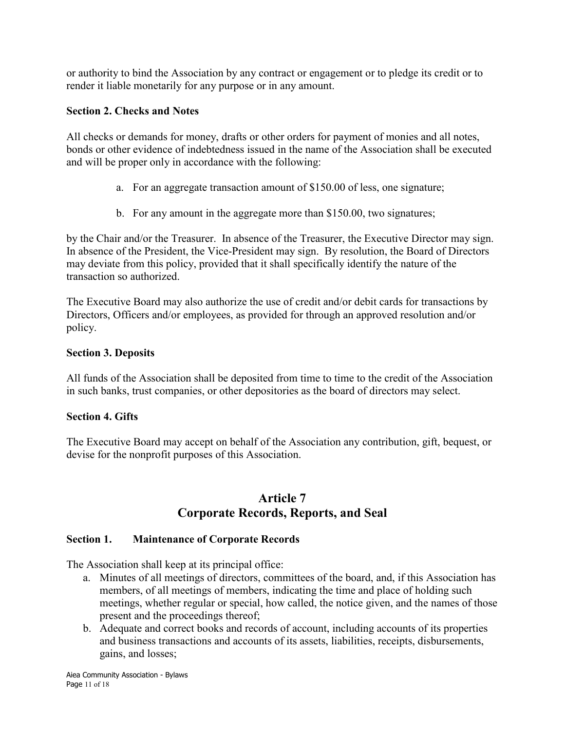or authority to bind the Association by any contract or engagement or to pledge its credit or to render it liable monetarily for any purpose or in any amount.

**Section 2. Checks and Notes**

All checks or demands for money, drafts or other orders for payment of monies and all notes, bonds or other evidence of indebtedness issued in the name of the Association shall be executed and will be proper only in accordance with the following:

a. For an aggregate transaction amount of $150.00 of less, one signature;

b. For any amount in the aggregate more than $150.00, two signatures;

by the Chair and/or the Treasurer. In absence of the Treasurer, the Executive Director may sign. In absence of the President, the Vice-President may sign. By resolution, the Board of Directors may deviate from this policy, provided that it shall specifically identify the nature of the transaction so authorized.

The Executive Board may also authorize the use of credit and/or debit cards for transactions by Directors, Officers and/or employees, as provided for through an approved resolution and/or policy.

**Section 3. Deposits**

All funds of the Association shall be deposited from time to time to the credit of the Association in such banks, trust companies, or other depositories as the board of directors may select.

**Section 4. Gifts**

The Executive Board may accept on behalf of the Association any contribution, gift, bequest, or devise for the nonprofit purposes of this Association.

## Article 7
## Corporate Records, Reports, and Seal

**Section 1. Maintenance of Corporate Records**

The Association shall keep at its principal office:

a. Minutes of all meetings of directors, committees of the board, and, if this Association has members, of all meetings of members, indicating the time and place of holding such meetings, whether regular or special, how called, the notice given, and the names of those present and the proceedings thereof;
b. Adequate and correct books and records of account, including accounts of its properties and business transactions and accounts of its assets, liabilities, receipts, disbursements, gains, and losses;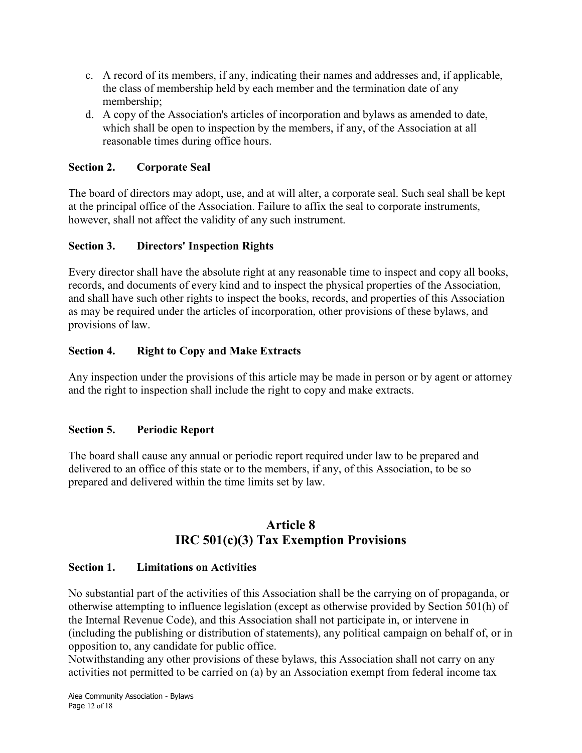c. A record of its members, if any, indicating their names and addresses and, if applicable, the class of membership held by each member and the termination date of any membership;
d. A copy of the Association's articles of incorporation and bylaws as amended to date, which shall be open to inspection by the members, if any, of the Association at all reasonable times during office hours.

### Section 2. Corporate Seal

The board of directors may adopt, use, and at will alter, a corporate seal. Such seal shall be kept at the principal office of the Association. Failure to affix the seal to corporate instruments, however, shall not affect the validity of any such instrument.

### Section 3. Directors' Inspection Rights

Every director shall have the absolute right at any reasonable time to inspect and copy all books, records, and documents of every kind and to inspect the physical properties of the Association, and shall have such other rights to inspect the books, records, and properties of this Association as may be required under the articles of incorporation, other provisions of these bylaws, and provisions of law.

### Section 4. Right to Copy and Make Extracts

Any inspection under the provisions of this article may be made in person or by agent or attorney and the right to inspection shall include the right to copy and make extracts.

### Section 5. Periodic Report

The board shall cause any annual or periodic report required under law to be prepared and delivered to an office of this state or to the members, if any, of this Association, to be so prepared and delivered within the time limits set by law.

## Article 8
## IRC 501(c)(3) Tax Exemption Provisions

### Section 1. Limitations on Activities

No substantial part of the activities of this Association shall be the carrying on of propaganda, or otherwise attempting to influence legislation (except as otherwise provided by Section 501(h) of the Internal Revenue Code), and this Association shall not participate in, or intervene in (including the publishing or distribution of statements), any political campaign on behalf of, or in opposition to, any candidate for public office.

Notwithstanding any other provisions of these bylaws, this Association shall not carry on any activities not permitted to be carried on (a) by an Association exempt from federal income tax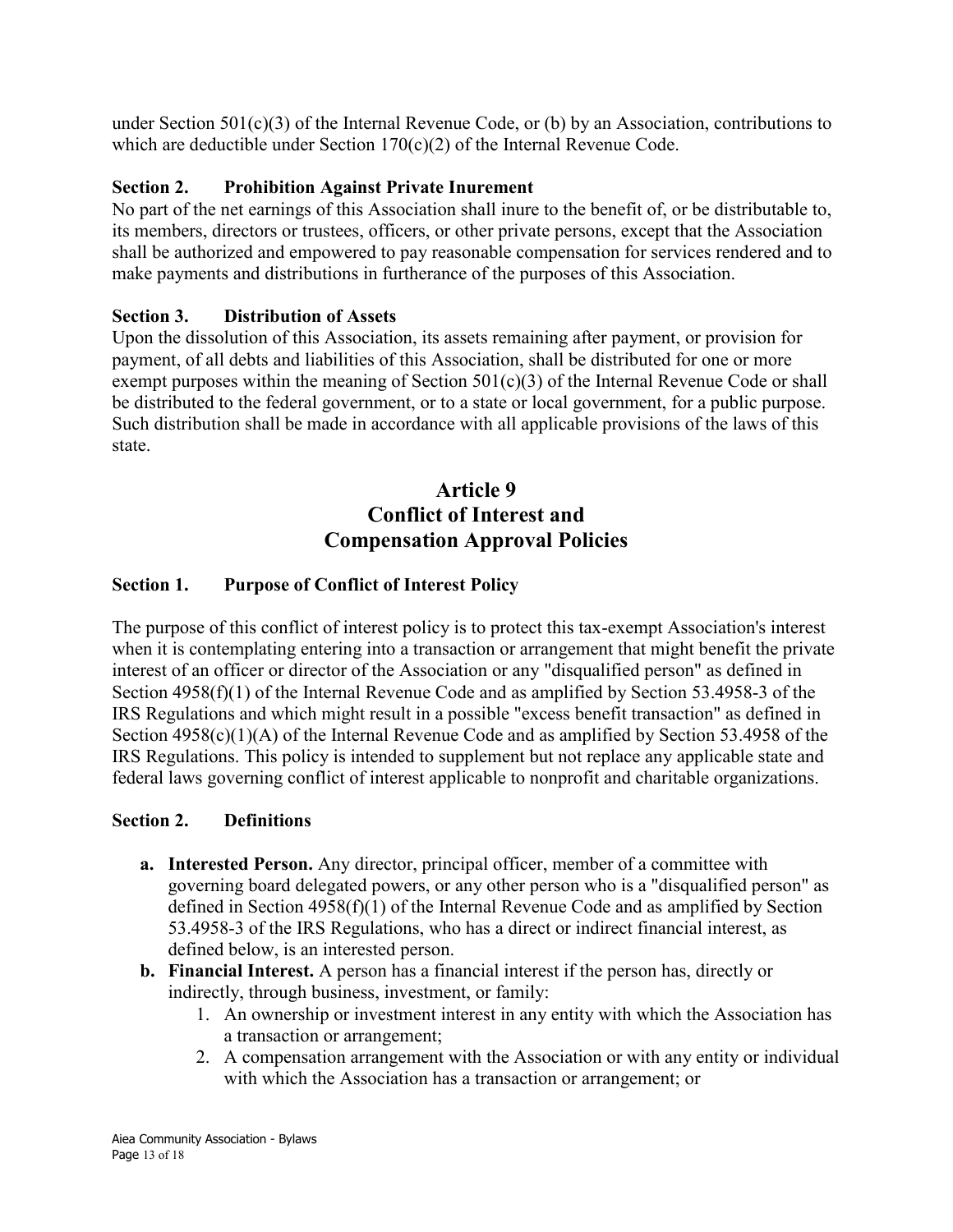under Section 501(c)(3) of the Internal Revenue Code, or (b) by an Association, contributions to which are deductible under Section 170(c)(2) of the Internal Revenue Code.

**Section 2. Prohibition Against Private Inurement**

No part of the net earnings of this Association shall inure to the benefit of, or be distributable to, its members, directors or trustees, officers, or other private persons, except that the Association shall be authorized and empowered to pay reasonable compensation for services rendered and to make payments and distributions in furtherance of the purposes of this Association.

**Section 3. Distribution of Assets**

Upon the dissolution of this Association, its assets remaining after payment, or provision for payment, of all debts and liabilities of this Association, shall be distributed for one or more exempt purposes within the meaning of Section 501(c)(3) of the Internal Revenue Code or shall be distributed to the federal government, or to a state or local government, for a public purpose. Such distribution shall be made in accordance with all applicable provisions of the laws of this state.

## Article 9
## Conflict of Interest and Compensation Approval Policies

**Section 1. Purpose of Conflict of Interest Policy**

The purpose of this conflict of interest policy is to protect this tax-exempt Association's interest when it is contemplating entering into a transaction or arrangement that might benefit the private interest of an officer or director of the Association or any "disqualified person" as defined in Section 4958(f)(1) of the Internal Revenue Code and as amplified by Section 53.4958-3 of the IRS Regulations and which might result in a possible "excess benefit transaction" as defined in Section 4958(c)(1)(A) of the Internal Revenue Code and as amplified by Section 53.4958 of the IRS Regulations. This policy is intended to supplement but not replace any applicable state and federal laws governing conflict of interest applicable to nonprofit and charitable organizations.

**Section 2. Definitions**

- **a. Interested Person.** Any director, principal officer, member of a committee with governing board delegated powers, or any other person who is a "disqualified person" as defined in Section 4958(f)(1) of the Internal Revenue Code and as amplified by Section 53.4958-3 of the IRS Regulations, who has a direct or indirect financial interest, as defined below, is an interested person.
- **b. Financial Interest.** A person has a financial interest if the person has, directly or indirectly, through business, investment, or family:
    1. An ownership or investment interest in any entity with which the Association has a transaction or arrangement;
    2. A compensation arrangement with the Association or with any entity or individual with which the Association has a transaction or arrangement; or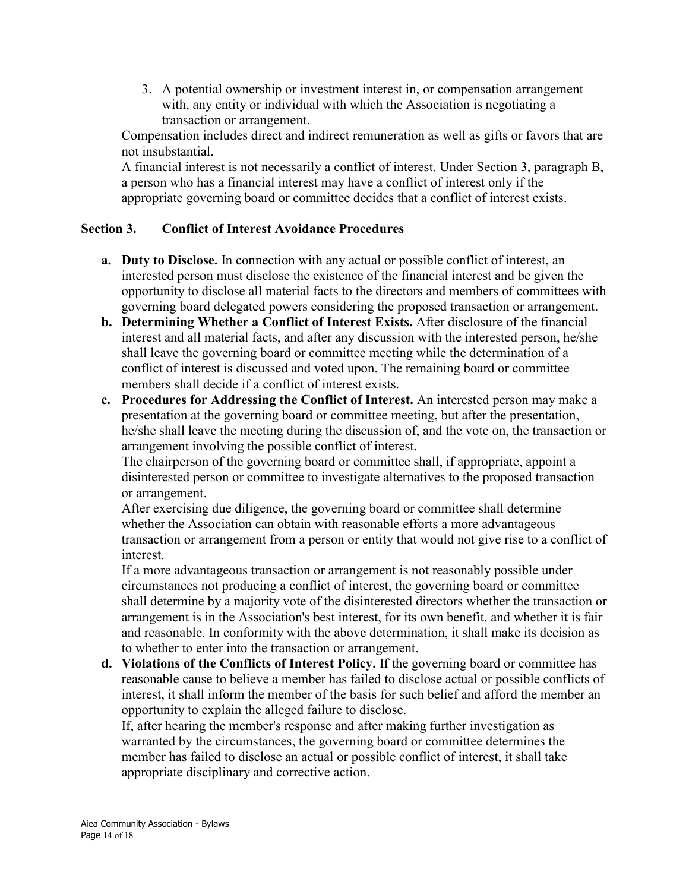3. A potential ownership or investment interest in, or compensation arrangement with, any entity or individual with which the Association is negotiating a transaction or arrangement.

Compensation includes direct and indirect remuneration as well as gifts or favors that are not insubstantial.

A financial interest is not necessarily a conflict of interest. Under Section 3, paragraph B, a person who has a financial interest may have a conflict of interest only if the appropriate governing board or committee decides that a conflict of interest exists.

### Section 3. Conflict of Interest Avoidance Procedures

a. **Duty to Disclose.** In connection with any actual or possible conflict of interest, an interested person must disclose the existence of the financial interest and be given the opportunity to disclose all material facts to the directors and members of committees with governing board delegated powers considering the proposed transaction or arrangement.

b. **Determining Whether a Conflict of Interest Exists.** After disclosure of the financial interest and all material facts, and after any discussion with the interested person, he/she shall leave the governing board or committee meeting while the determination of a conflict of interest is discussed and voted upon. The remaining board or committee members shall decide if a conflict of interest exists.

c. **Procedures for Addressing the Conflict of Interest.** An interested person may make a presentation at the governing board or committee meeting, but after the presentation, he/she shall leave the meeting during the discussion of, and the vote on, the transaction or arrangement involving the possible conflict of interest.

   The chairperson of the governing board or committee shall, if appropriate, appoint a disinterested person or committee to investigate alternatives to the proposed transaction or arrangement.

   After exercising due diligence, the governing board or committee shall determine whether the Association can obtain with reasonable efforts a more advantageous transaction or arrangement from a person or entity that would not give rise to a conflict of interest.

   If a more advantageous transaction or arrangement is not reasonably possible under circumstances not producing a conflict of interest, the governing board or committee shall determine by a majority vote of the disinterested directors whether the transaction or arrangement is in the Association's best interest, for its own benefit, and whether it is fair and reasonable. In conformity with the above determination, it shall make its decision as to whether to enter into the transaction or arrangement.

d. **Violations of the Conflicts of Interest Policy.** If the governing board or committee has reasonable cause to believe a member has failed to disclose actual or possible conflicts of interest, it shall inform the member of the basis for such belief and afford the member an opportunity to explain the alleged failure to disclose.

   If, after hearing the member's response and after making further investigation as warranted by the circumstances, the governing board or committee determines the member has failed to disclose an actual or possible conflict of interest, it shall take appropriate disciplinary and corrective action.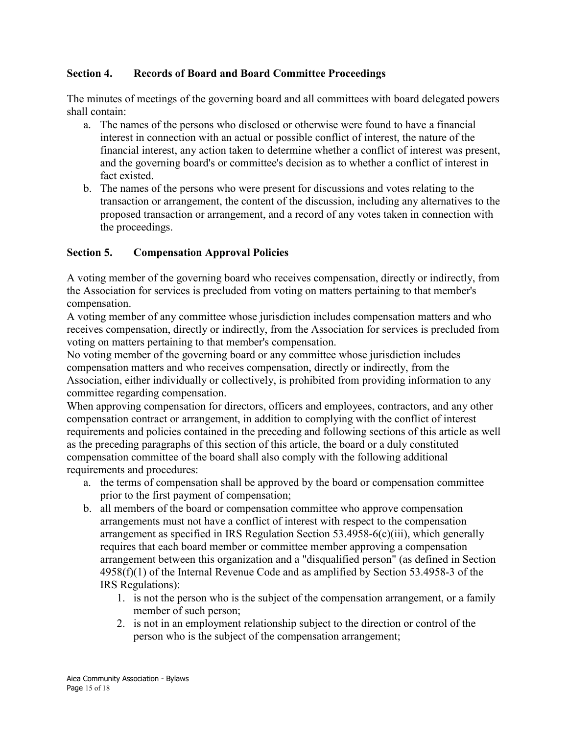### Section 4. Records of Board and Board Committee Proceedings

The minutes of meetings of the governing board and all committees with board delegated powers shall contain:

a. The names of the persons who disclosed or otherwise were found to have a financial interest in connection with an actual or possible conflict of interest, the nature of the financial interest, any action taken to determine whether a conflict of interest was present, and the governing board's or committee's decision as to whether a conflict of interest in fact existed.
b. The names of the persons who were present for discussions and votes relating to the transaction or arrangement, the content of the discussion, including any alternatives to the proposed transaction or arrangement, and a record of any votes taken in connection with the proceedings.

### Section 5. Compensation Approval Policies

A voting member of the governing board who receives compensation, directly or indirectly, from the Association for services is precluded from voting on matters pertaining to that member's compensation.

A voting member of any committee whose jurisdiction includes compensation matters and who receives compensation, directly or indirectly, from the Association for services is precluded from voting on matters pertaining to that member's compensation.

No voting member of the governing board or any committee whose jurisdiction includes compensation matters and who receives compensation, directly or indirectly, from the Association, either individually or collectively, is prohibited from providing information to any committee regarding compensation.

When approving compensation for directors, officers and employees, contractors, and any other compensation contract or arrangement, in addition to complying with the conflict of interest requirements and policies contained in the preceding and following sections of this article as well as the preceding paragraphs of this section of this article, the board or a duly constituted compensation committee of the board shall also comply with the following additional requirements and procedures:

a. the terms of compensation shall be approved by the board or compensation committee prior to the first payment of compensation;
b. all members of the board or compensation committee who approve compensation arrangements must not have a conflict of interest with respect to the compensation arrangement as specified in IRS Regulation Section 53.4958-6(c)(iii), which generally requires that each board member or committee member approving a compensation arrangement between this organization and a "disqualified person" (as defined in Section 4958(f)(1) of the Internal Revenue Code and as amplified by Section 53.4958-3 of the IRS Regulations):
    1. is not the person who is the subject of the compensation arrangement, or a family member of such person;
    2. is not in an employment relationship subject to the direction or control of the person who is the subject of the compensation arrangement;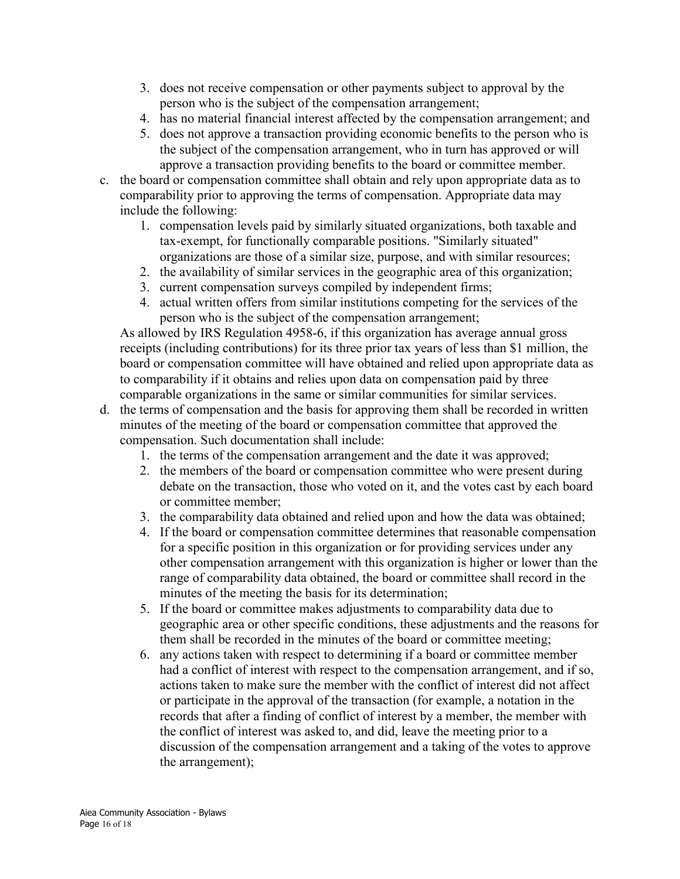3. does not receive compensation or other payments subject to approval by the person who is the subject of the compensation arrangement;
4. has no material financial interest affected by the compensation arrangement; and
5. does not approve a transaction providing economic benefits to the person who is the subject of the compensation arrangement, who in turn has approved or will approve a transaction providing benefits to the board or committee member.

c. the board or compensation committee shall obtain and rely upon appropriate data as to comparability prior to approving the terms of compensation. Appropriate data may include the following:
   1. compensation levels paid by similarly situated organizations, both taxable and tax-exempt, for functionally comparable positions. "Similarly situated" organizations are those of a similar size, purpose, and with similar resources;
   2. the availability of similar services in the geographic area of this organization;
   3. current compensation surveys compiled by independent firms;
   4. actual written offers from similar institutions competing for the services of the person who is the subject of the compensation arrangement;

   As allowed by IRS Regulation 4958-6, if this organization has average annual gross receipts (including contributions) for its three prior tax years of less than $1 million, the board or compensation committee will have obtained and relied upon appropriate data as to comparability if it obtains and relies upon data on compensation paid by three comparable organizations in the same or similar communities for similar services.

d. the terms of compensation and the basis for approving them shall be recorded in written minutes of the meeting of the board or compensation committee that approved the compensation. Such documentation shall include:
   1. the terms of the compensation arrangement and the date it was approved;
   2. the members of the board or compensation committee who were present during debate on the transaction, those who voted on it, and the votes cast by each board or committee member;
   3. the comparability data obtained and relied upon and how the data was obtained;
   4. If the board or compensation committee determines that reasonable compensation for a specific position in this organization or for providing services under any other compensation arrangement with this organization is higher or lower than the range of comparability data obtained, the board or committee shall record in the minutes of the meeting the basis for its determination;
   5. If the board or committee makes adjustments to comparability data due to geographic area or other specific conditions, these adjustments and the reasons for them shall be recorded in the minutes of the board or committee meeting;
   6. any actions taken with respect to determining if a board or committee member had a conflict of interest with respect to the compensation arrangement, and if so, actions taken to make sure the member with the conflict of interest did not affect or participate in the approval of the transaction (for example, a notation in the records that after a finding of conflict of interest by a member, the member with the conflict of interest was asked to, and did, leave the meeting prior to a discussion of the compensation arrangement and a taking of the votes to approve the arrangement);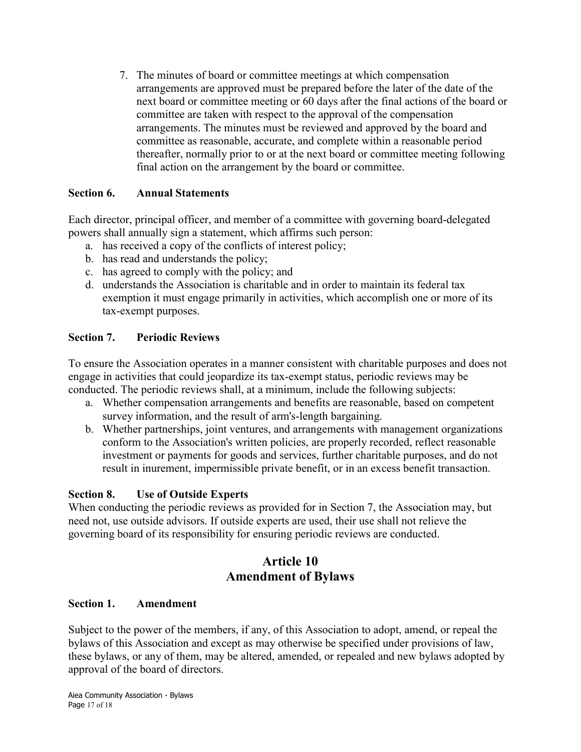7. The minutes of board or committee meetings at which compensation arrangements are approved must be prepared before the later of the date of the next board or committee meeting or 60 days after the final actions of the board or committee are taken with respect to the approval of the compensation arrangements. The minutes must be reviewed and approved by the board and committee as reasonable, accurate, and complete within a reasonable period thereafter, normally prior to or at the next board or committee meeting following final action on the arrangement by the board or committee.

**Section 6. Annual Statements**

Each director, principal officer, and member of a committee with governing board-delegated powers shall annually sign a statement, which affirms such person:

a. has received a copy of the conflicts of interest policy;
b. has read and understands the policy;
c. has agreed to comply with the policy; and
d. understands the Association is charitable and in order to maintain its federal tax exemption it must engage primarily in activities, which accomplish one or more of its tax-exempt purposes.

**Section 7. Periodic Reviews**

To ensure the Association operates in a manner consistent with charitable purposes and does not engage in activities that could jeopardize its tax-exempt status, periodic reviews may be conducted. The periodic reviews shall, at a minimum, include the following subjects:

a. Whether compensation arrangements and benefits are reasonable, based on competent survey information, and the result of arm's-length bargaining.
b. Whether partnerships, joint ventures, and arrangements with management organizations conform to the Association's written policies, are properly recorded, reflect reasonable investment or payments for goods and services, further charitable purposes, and do not result in inurement, impermissible private benefit, or in an excess benefit transaction.

**Section 8. Use of Outside Experts**

When conducting the periodic reviews as provided for in Section 7, the Association may, but need not, use outside advisors. If outside experts are used, their use shall not relieve the governing board of its responsibility for ensuring periodic reviews are conducted.

## Article 10
## Amendment of Bylaws

**Section 1. Amendment**

Subject to the power of the members, if any, of this Association to adopt, amend, or repeal the bylaws of this Association and except as may otherwise be specified under provisions of law, these bylaws, or any of them, may be altered, amended, or repealed and new bylaws adopted by approval of the board of directors.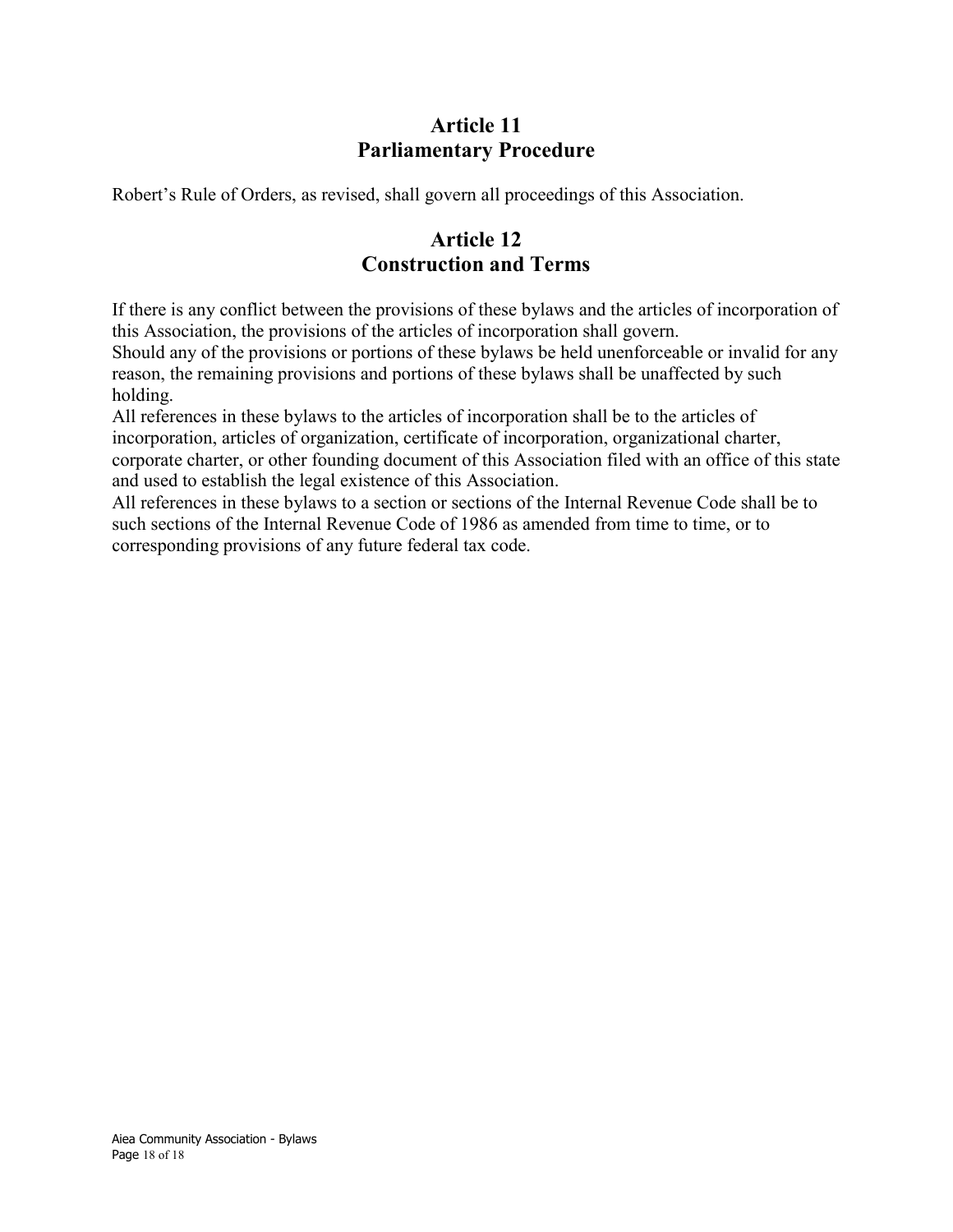## Article 11
## Parliamentary Procedure

Robert's Rule of Orders, as revised, shall govern all proceedings of this Association.

## Article 12
## Construction and Terms

If there is any conflict between the provisions of these bylaws and the articles of incorporation of this Association, the provisions of the articles of incorporation shall govern.

Should any of the provisions or portions of these bylaws be held unenforceable or invalid for any reason, the remaining provisions and portions of these bylaws shall be unaffected by such holding.

All references in these bylaws to the articles of incorporation shall be to the articles of incorporation, articles of organization, certificate of incorporation, organizational charter, corporate charter, or other founding document of this Association filed with an office of this state and used to establish the legal existence of this Association.

All references in these bylaws to a section or sections of the Internal Revenue Code shall be to such sections of the Internal Revenue Code of 1986 as amended from time to time, or to corresponding provisions of any future federal tax code.